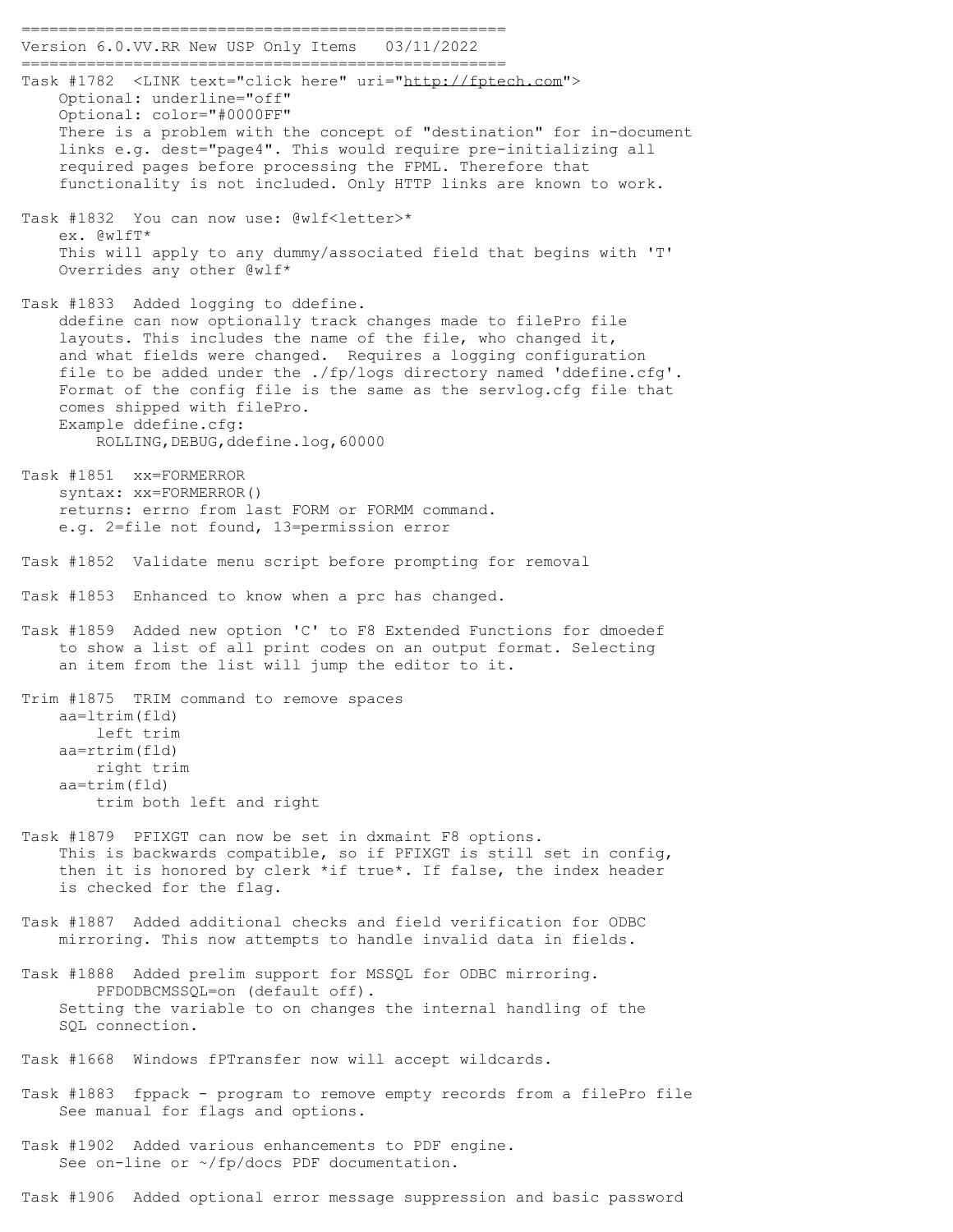```
=====================================================
Version 6.0.VV.RR New USP Only Items   03/11/2022
=====================================================
Task #1782  <LINK text="click here" uri="http://fptech.com">
    Optional: underline="off"
    Optional: color="#0000FF"
    There is a problem with the concept of "destination" for in-document
    links e.g. dest="page4". This would require pre-initializing all
    required pages before processing the FPML. Therefore that
    functionality is not included. Only HTTP links are known to work.

Task #1832  You can now use: @wlf<letter>*
    ex. @wlfT*
    This will apply to any dummy/associated field that begins with 'T'
    Overrides any other @wlf*

Task #1833  Added logging to ddefine.
    ddefine can now optionally track changes made to filePro file
    layouts. This includes the name of the file, who changed it,
    and what fields were changed.  Requires a logging configuration
    file to be added under the ./fp/logs directory named 'ddefine.cfg'.
    Format of the config file is the same as the servlog.cfg file that
    comes shipped with filePro.
    Example ddefine.cfg:
        ROLLING,DEBUG,ddefine.log,60000

Task #1851  xx=FORMERROR
    syntax: xx=FORMERROR()
    returns: errno from last FORM or FORMM command.
    e.g. 2=file not found, 13=permission error

Task #1852  Validate menu script before prompting for removal

Task #1853  Enhanced to know when a prc has changed.

Task #1859  Added new option 'C' to F8 Extended Functions for dmoedef
    to show a list of all print codes on an output format. Selecting
    an item from the list will jump the editor to it.

Trim #1875  TRIM command to remove spaces
    aa=ltrim(fld)
        left trim
    aa=rtrim(fld)
        right trim
    aa=trim(fld)
        trim both left and right

Task #1879  PFIXGT can now be set in dxmaint F8 options.
    This is backwards compatible, so if PFIXGT is still set in config,
    then it is honored by clerk *if true*. If false, the index header
    is checked for the flag.

Task #1887  Added additional checks and field verification for ODBC
    mirroring. This now attempts to handle invalid data in fields.

Task #1888  Added prelim support for MSSQL for ODBC mirroring.
        PFDODBCMSSQL=on (default off).
    Setting the variable to on changes the internal handling of the
    SQL connection.

Task #1668  Windows fPTransfer now will accept wildcards.

Task #1883  fppack - program to remove empty records from a filePro file
    See manual for flags and options.

Task #1902  Added various enhancements to PDF engine.
    See on-line or ~/fp/docs PDF documentation.

Task #1906  Added optional error message suppression and basic password
```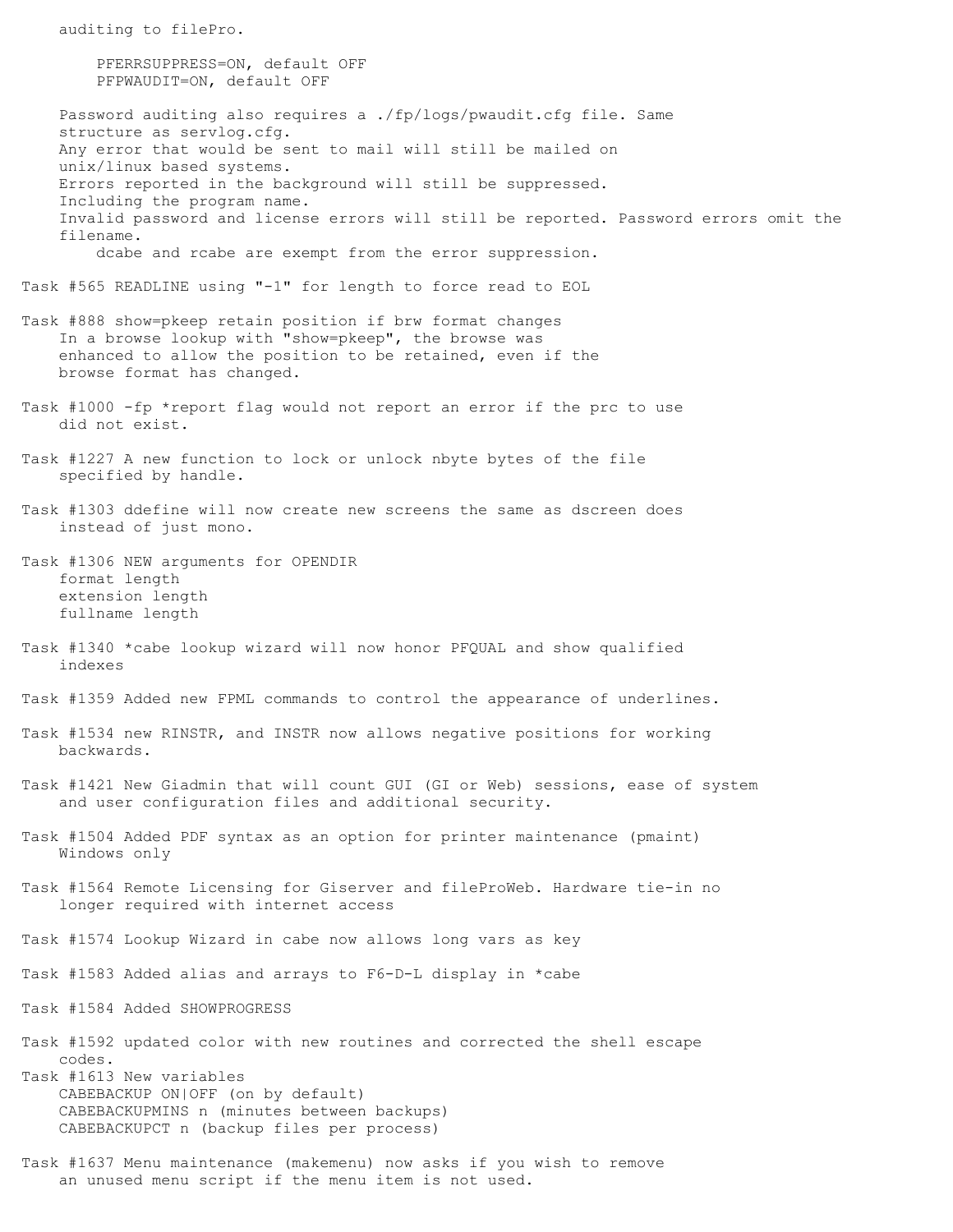auditing to filePro.

```
    PFERRSUPPRESS=ON, default OFF
    PFPWAUDIT=ON, default OFF
```

Password auditing also requires a ./fp/logs/pwaudit.cfg file. Same structure as servlog.cfg.
Any error that would be sent to mail will still be mailed on unix/linux based systems.
Errors reported in the background will still be suppressed.
Including the program name.
Invalid password and license errors will still be reported. Password errors omit the filename.
    dcabe and rcabe are exempt from the error suppression.

Task #565 READLINE using "-1" for length to force read to EOL

Task #888 show=pkeep retain position if brw format changes
    In a browse lookup with "show=pkeep", the browse was enhanced to allow the position to be retained, even if the browse format has changed.

Task #1000 -fp *report flag would not report an error if the prc to use did not exist.

Task #1227 A new function to lock or unlock nbyte bytes of the file specified by handle.

Task #1303 ddefine will now create new screens the same as dscreen does instead of just mono.

Task #1306 NEW arguments for OPENDIR
    format length
    extension length
    fullname length

Task #1340 *cabe lookup wizard will now honor PFQUAL and show qualified indexes

Task #1359 Added new FPML commands to control the appearance of underlines.

Task #1534 new RINSTR, and INSTR now allows negative positions for working backwards.

Task #1421 New Giadmin that will count GUI (GI or Web) sessions, ease of system and user configuration files and additional security.

Task #1504 Added PDF syntax as an option for printer maintenance (pmaint) Windows only

Task #1564 Remote Licensing for Giserver and fileProWeb. Hardware tie-in no longer required with internet access

Task #1574 Lookup Wizard in cabe now allows long vars as key

Task #1583 Added alias and arrays to F6-D-L display in *cabe

Task #1584 Added SHOWPROGRESS

Task #1592 updated color with new routines and corrected the shell escape codes.

Task #1613 New variables
    CABEBACKUP ON|OFF (on by default)
    CABEBACKUPMINS n (minutes between backups)
    CABEBACKUPCT n (backup files per process)

Task #1637 Menu maintenance (makemenu) now asks if you wish to remove an unused menu script if the menu item is not used.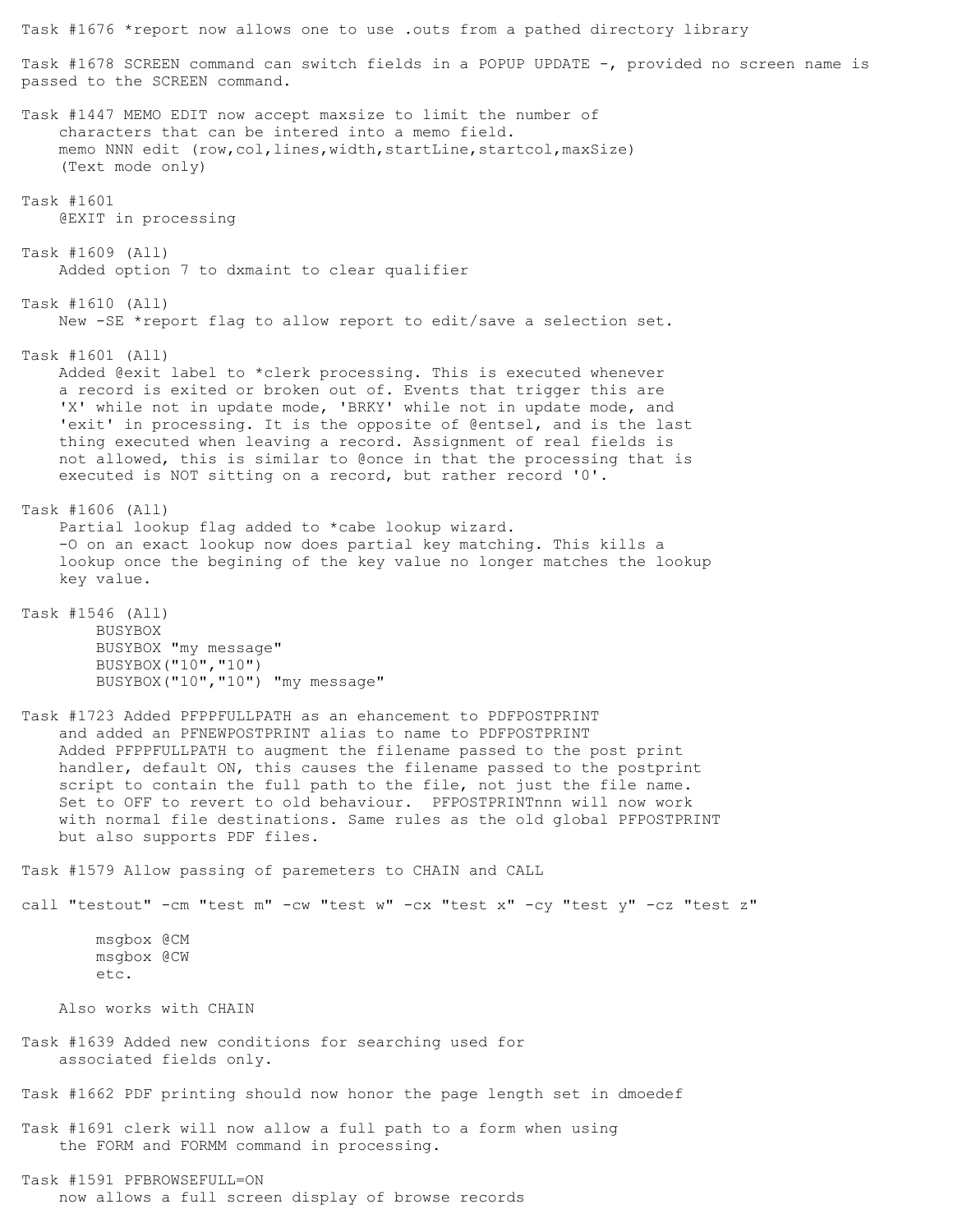Task #1676 *report now allows one to use .outs from a pathed directory library

Task #1678 SCREEN command can switch fields in a POPUP UPDATE -, provided no screen name is passed to the SCREEN command.

Task #1447 MEMO EDIT now accept maxsize to limit the number of characters that can be intered into a memo field.
memo NNN edit (row,col,lines,width,startLine,startcol,maxSize)
(Text mode only)

Task #1601
@EXIT in processing

Task #1609 (All)
Added option 7 to dxmaint to clear qualifier

Task #1610 (All)
New -SE *report flag to allow report to edit/save a selection set.

Task #1601 (All)
Added @exit label to *clerk processing. This is executed whenever a record is exited or broken out of. Events that trigger this are 'X' while not in update mode, 'BRKY' while not in update mode, and 'exit' in processing. It is the opposite of @entsel, and is the last thing executed when leaving a record. Assignment of real fields is not allowed, this is similar to @once in that the processing that is executed is NOT sitting on a record, but rather record '0'.

Task #1606 (All)
Partial lookup flag added to *cabe lookup wizard.
-O on an exact lookup now does partial key matching. This kills a lookup once the begining of the key value no longer matches the lookup key value.

Task #1546 (All)

```
BUSYBOX
BUSYBOX "my message"
BUSYBOX("10","10")
BUSYBOX("10","10") "my message"
```

Task #1723 Added PFPPFULLPATH as an ehancement to PDFPOSTPRINT and added an PFNEWPOSTPRINT alias to name to PDFPOSTPRINT
Added PFPPFULLPATH to augment the filename passed to the post print handler, default ON, this causes the filename passed to the postprint script to contain the full path to the file, not just the file name. Set to OFF to revert to old behaviour. PFPOSTPRINTnnn will now work with normal file destinations. Same rules as the old global PFPOSTPRINT but also supports PDF files.

Task #1579 Allow passing of paremeters to CHAIN and CALL

```
call "testout" -cm "test m" -cw "test w" -cx "test x" -cy "test y" -cz "test z"

        msgbox @CM
        msgbox @CW
        etc.
```

Also works with CHAIN

Task #1639 Added new conditions for searching used for associated fields only.

Task #1662 PDF printing should now honor the page length set in dmoedef

Task #1691 clerk will now allow a full path to a form when using the FORM and FORMM command in processing.

Task #1591 PFBROWSEFULL=ON
now allows a full screen display of browse records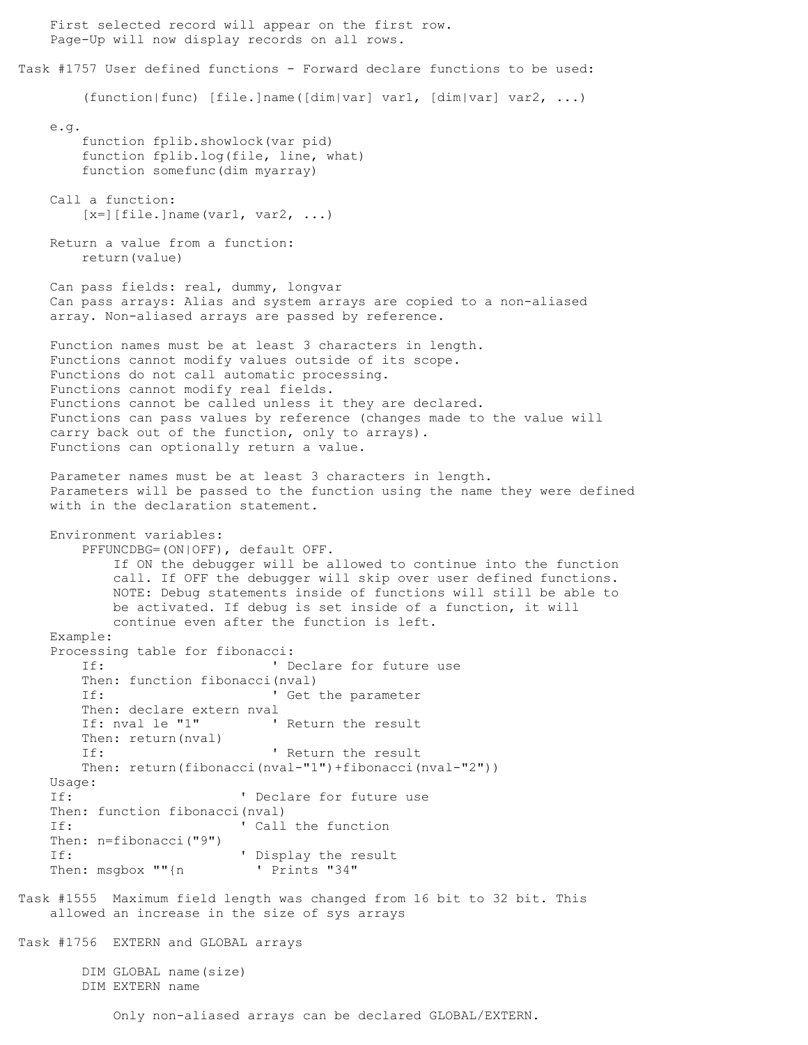First selected record will appear on the first row.
Page-Up will now display records on all rows.

Task #1757 User defined functions - Forward declare functions to be used:

```
(function|func) [file.]name([dim|var] var1, [dim|var] var2, ...)
```

e.g.

```
function fplib.showlock(var pid)
function fplib.log(file, line, what)
function somefunc(dim myarray)
```

Call a function:

```
[x=][file.]name(var1, var2, ...)
```

Return a value from a function:

```
return(value)
```

Can pass fields: real, dummy, longvar
Can pass arrays: Alias and system arrays are copied to a non-aliased array. Non-aliased arrays are passed by reference.

Function names must be at least 3 characters in length.
Functions cannot modify values outside of its scope.
Functions do not call automatic processing.
Functions cannot modify real fields.
Functions cannot be called unless it they are declared.
Functions can pass values by reference (changes made to the value will carry back out of the function, only to arrays).
Functions can optionally return a value.

Parameter names must be at least 3 characters in length.
Parameters will be passed to the function using the name they were defined with in the declaration statement.

Environment variables:

PFFUNCDBG=(ON|OFF), default OFF.
If ON the debugger will be allowed to continue into the function call. If OFF the debugger will skip over user defined functions.
NOTE: Debug statements inside of functions will still be able to be activated. If debug is set inside of a function, it will continue even after the function is left.

Example:
Processing table for fibonacci:

```
If:                       ' Declare for future use
Then: function fibonacci(nval)
If:                       ' Get the parameter
Then: declare extern nval
If: nval le "1"           ' Return the result
Then: return(nval)
If:                       ' Return the result
Then: return(fibonacci(nval-"1")+fibonacci(nval-"2"))
```

Usage:

```
If:                       ' Declare for future use
Then: function fibonacci(nval)
If:                       ' Call the function
Then: n=fibonacci("9")
If:                       ' Display the result
Then: msgbox ""{n          ' Prints "34"
```

Task #1555 Maximum field length was changed from 16 bit to 32 bit. This allowed an increase in the size of sys arrays

Task #1756 EXTERN and GLOBAL arrays

```
DIM GLOBAL name(size)
DIM EXTERN name
```

Only non-aliased arrays can be declared GLOBAL/EXTERN.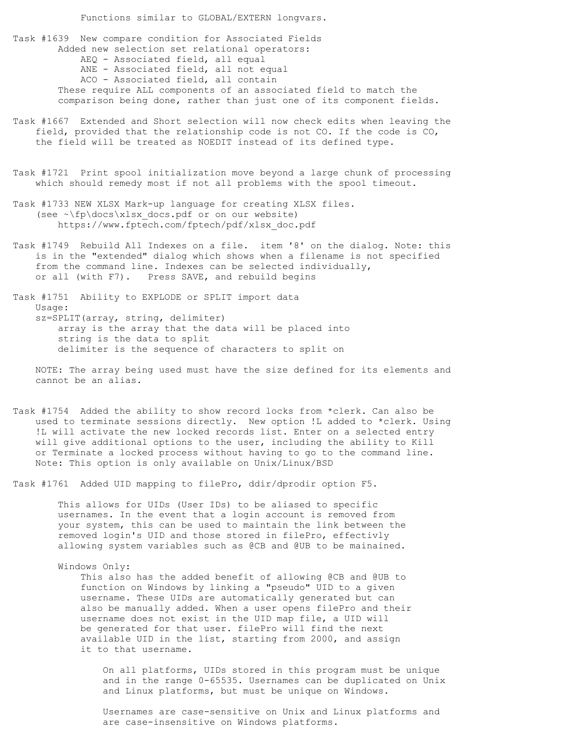Functions similar to GLOBAL/EXTERN longvars.

Task #1639 New compare condition for Associated Fields
Added new selection set relational operators:
- AEQ - Associated field, all equal
- ANE - Associated field, all not equal
- ACO - Associated field, all contain

These require ALL components of an associated field to match the comparison being done, rather than just one of its component fields.

Task #1667 Extended and Short selection will now check edits when leaving the field, provided that the relationship code is not CO. If the code is CO, the field will be treated as NOEDIT instead of its defined type.

Task #1721 Print spool initialization move beyond a large chunk of processing which should remedy most if not all problems with the spool timeout.

Task #1733 NEW XLSX Mark-up language for creating XLSX files.
(see ~\fp\docs\xlsx_docs.pdf or on our website)
https://www.fptech.com/fptech/pdf/xlsx_doc.pdf

Task #1749 Rebuild All Indexes on a file. item '8' on the dialog. Note: this is in the "extended" dialog which shows when a filename is not specified from the command line. Indexes can be selected individually, or all (with F7). Press SAVE, and rebuild begins

Task #1751 Ability to EXPLODE or SPLIT import data
Usage:

```
sz=SPLIT(array, string, delimiter)
    array is the array that the data will be placed into
    string is the data to split
    delimiter is the sequence of characters to split on
```

NOTE: The array being used must have the size defined for its elements and cannot be an alias.

Task #1754 Added the ability to show record locks from *clerk. Can also be used to terminate sessions directly. New option !L added to *clerk. Using !L will activate the new locked records list. Enter on a selected entry will give additional options to the user, including the ability to Kill or Terminate a locked process without having to go to the command line.
Note: This option is only available on Unix/Linux/BSD

Task #1761 Added UID mapping to filePro, ddir/dprodir option F5.

This allows for UIDs (User IDs) to be aliased to specific usernames. In the event that a login account is removed from your system, this can be used to maintain the link between the removed login's UID and those stored in filePro, effectivly allowing system variables such as @CB and @UB to be mainained.

Windows Only:
This also has the added benefit of allowing @CB and @UB to function on Windows by linking a "pseudo" UID to a given username. These UIDs are automatically generated but can also be manually added. When a user opens filePro and their username does not exist in the UID map file, a UID will be generated for that user. filePro will find the next available UID in the list, starting from 2000, and assign it to that username.

On all platforms, UIDs stored in this program must be unique and in the range 0-65535. Usernames can be duplicated on Unix and Linux platforms, but must be unique on Windows.

Usernames are case-sensitive on Unix and Linux platforms and are case-insensitive on Windows platforms.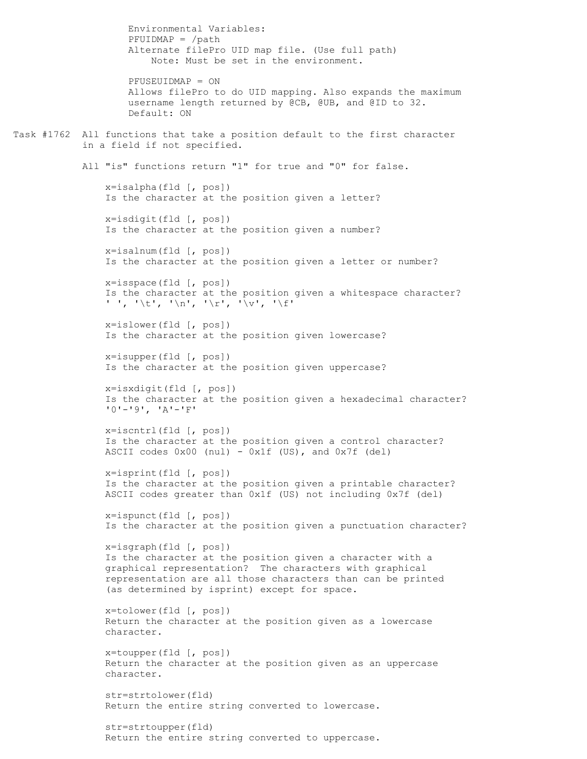Environmental Variables:
PFUIDMAP = /path
Alternate filePro UID map file. (Use full path)
Note: Must be set in the environment.

PFUSEUIDMAP = ON
Allows filePro to do UID mapping. Also expands the maximum username length returned by @CB, @UB, and @ID to 32.
Default: ON

Task #1762 All functions that take a position default to the first character in a field if not specified.

All "is" functions return "1" for true and "0" for false.

```
x=isalpha(fld [, pos])
```
Is the character at the position given a letter?

```
x=isdigit(fld [, pos])
```
Is the character at the position given a number?

```
x=isalnum(fld [, pos])
```
Is the character at the position given a letter or number?

```
x=isspace(fld [, pos])
```
Is the character at the position given a whitespace character?
' ', '\t', '\n', '\r', '\v', '\f'

```
x=islower(fld [, pos])
```
Is the character at the position given lowercase?

```
x=isupper(fld [, pos])
```
Is the character at the position given uppercase?

```
x=isxdigit(fld [, pos])
```
Is the character at the position given a hexadecimal character?
'0'-'9', 'A'-'F'

```
x=iscntrl(fld [, pos])
```
Is the character at the position given a control character?
ASCII codes 0x00 (nul) - 0x1f (US), and 0x7f (del)

```
x=isprint(fld [, pos])
```
Is the character at the position given a printable character?
ASCII codes greater than 0x1f (US) not including 0x7f (del)

```
x=ispunct(fld [, pos])
```
Is the character at the position given a punctuation character?

```
x=isgraph(fld [, pos])
```
Is the character at the position given a character with a graphical representation? The characters with graphical representation are all those characters than can be printed (as determined by isprint) except for space.

```
x=tolower(fld [, pos])
```
Return the character at the position given as a lowercase character.

```
x=toupper(fld [, pos])
```
Return the character at the position given as an uppercase character.

```
str=strtolower(fld)
```
Return the entire string converted to lowercase.

```
str=strtoupper(fld)
```
Return the entire string converted to uppercase.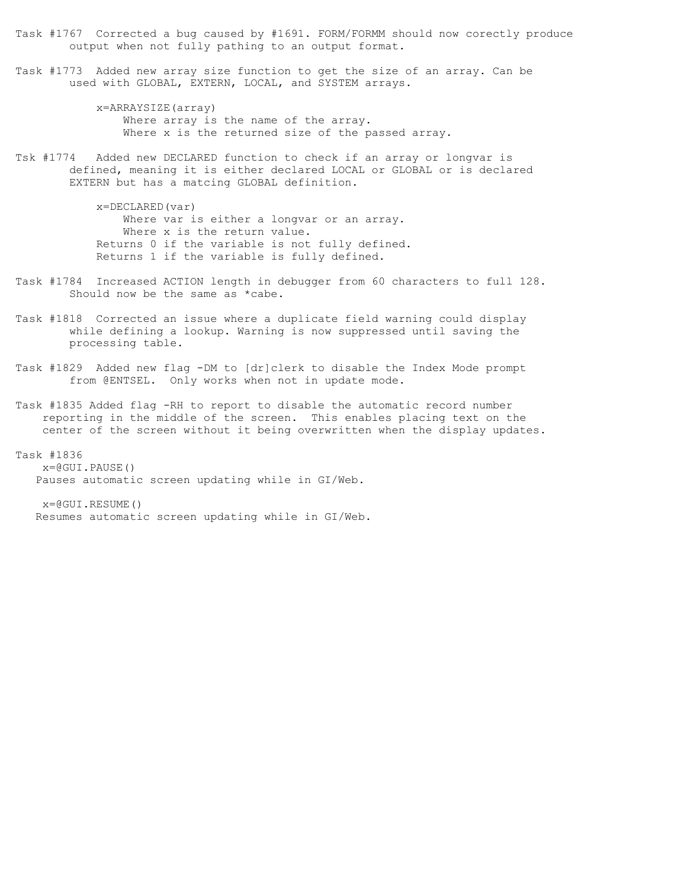Task #1767 Corrected a bug caused by #1691. FORM/FORMM should now corectly produce output when not fully pathing to an output format.

Task #1773 Added new array size function to get the size of an array. Can be used with GLOBAL, EXTERN, LOCAL, and SYSTEM arrays.

```
x=ARRAYSIZE(array)
    Where array is the name of the array.
    Where x is the returned size of the passed array.
```

Tsk #1774 Added new DECLARED function to check if an array or longvar is defined, meaning it is either declared LOCAL or GLOBAL or is declared EXTERN but has a matcing GLOBAL definition.

```
x=DECLARED(var)
    Where var is either a longvar or an array.
    Where x is the return value.
Returns 0 if the variable is not fully defined.
Returns 1 if the variable is fully defined.
```

Task #1784 Increased ACTION length in debugger from 60 characters to full 128. Should now be the same as *cabe.

Task #1818 Corrected an issue where a duplicate field warning could display while defining a lookup. Warning is now suppressed until saving the processing table.

Task #1829 Added new flag -DM to [dr]clerk to disable the Index Mode prompt from @ENTSEL. Only works when not in update mode.

Task #1835 Added flag -RH to report to disable the automatic record number reporting in the middle of the screen. This enables placing text on the center of the screen without it being overwritten when the display updates.

Task #1836

```
x=@GUI.PAUSE()
```

Pauses automatic screen updating while in GI/Web.

```
x=@GUI.RESUME()
```

Resumes automatic screen updating while in GI/Web.